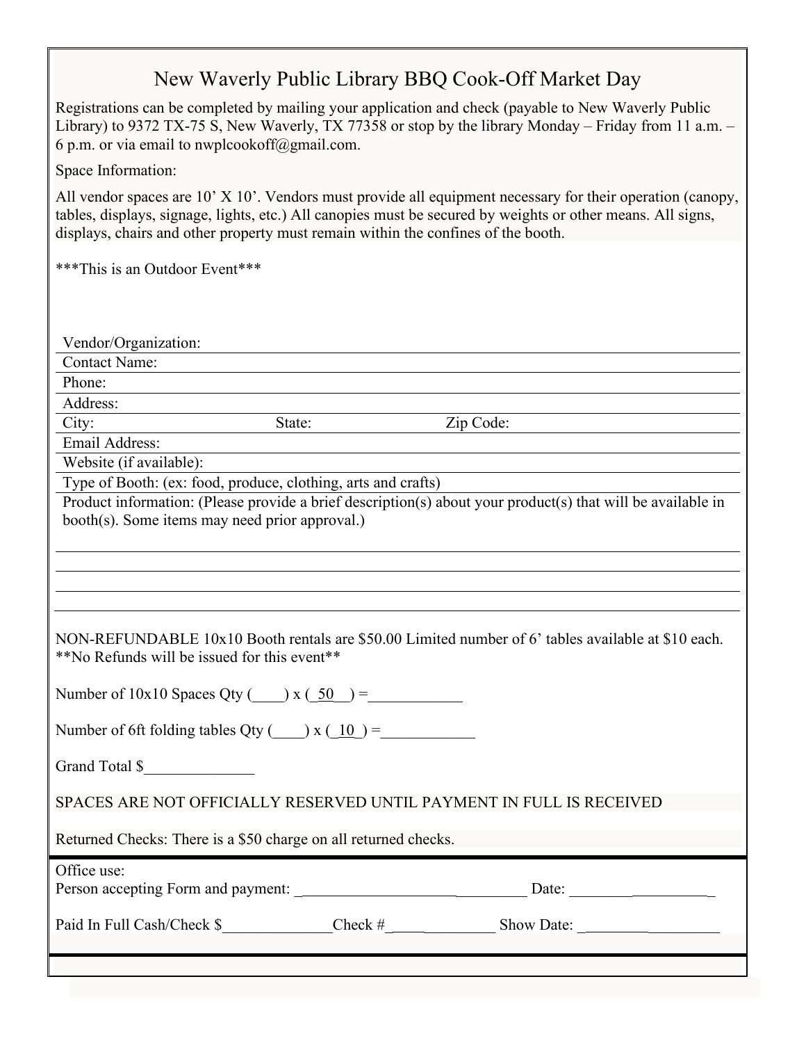# New Waverly Public Library BBQ Cook-Off Market Day

Registrations can be completed by mailing your application and check (payable to New Waverly Public Library) to 9372 TX-75 S, New Waverly, TX 77358 or stop by the library Monday – Friday from 11 a.m. – 6 p.m. or via email to nwplcookoff@gmail.com.

Space Information:

All vendor spaces are 10' X 10'. Vendors must provide all equipment necessary for their operation (canopy, tables, displays, signage, lights, etc.) All canopies must be secured by weights or other means. All signs, displays, chairs and other property must remain within the confines of the booth.

***This is an Outdoor Event***

Vendor/Organization: ______________________________

Contact Name: ______________________________

Phone: ______________________________

Address: ______________________________

City: __________ State: __________ Zip Code: __________

Email Address: ______________________________

Website (if available): ______________________________

Type of Booth: (ex: food, produce, clothing, arts and crafts) ______________________________

Product information: (Please provide a brief description(s) about your product(s) that will be available in booth(s). Some items may need prior approval.)

______________________________

______________________________

______________________________

______________________________

NON-REFUNDABLE 10x10 Booth rentals are $50.00 Limited number of 6' tables available at $10 each.
**No Refunds will be issued for this event**

Number of 10x10 Spaces Qty (____) x (_50__) =____________

Number of 6ft folding tables Qty (____) x (_10_) =____________

Grand Total $______________

SPACES ARE NOT OFFICIALLY RESERVED UNTIL PAYMENT IN FULL IS RECEIVED

Returned Checks: There is a $50 charge on all returned checks.

Office use:
Person accepting Form and payment: ______________________________ Date: ____________________

Paid In Full Cash/Check $______________Check #______________ Show Date: __________________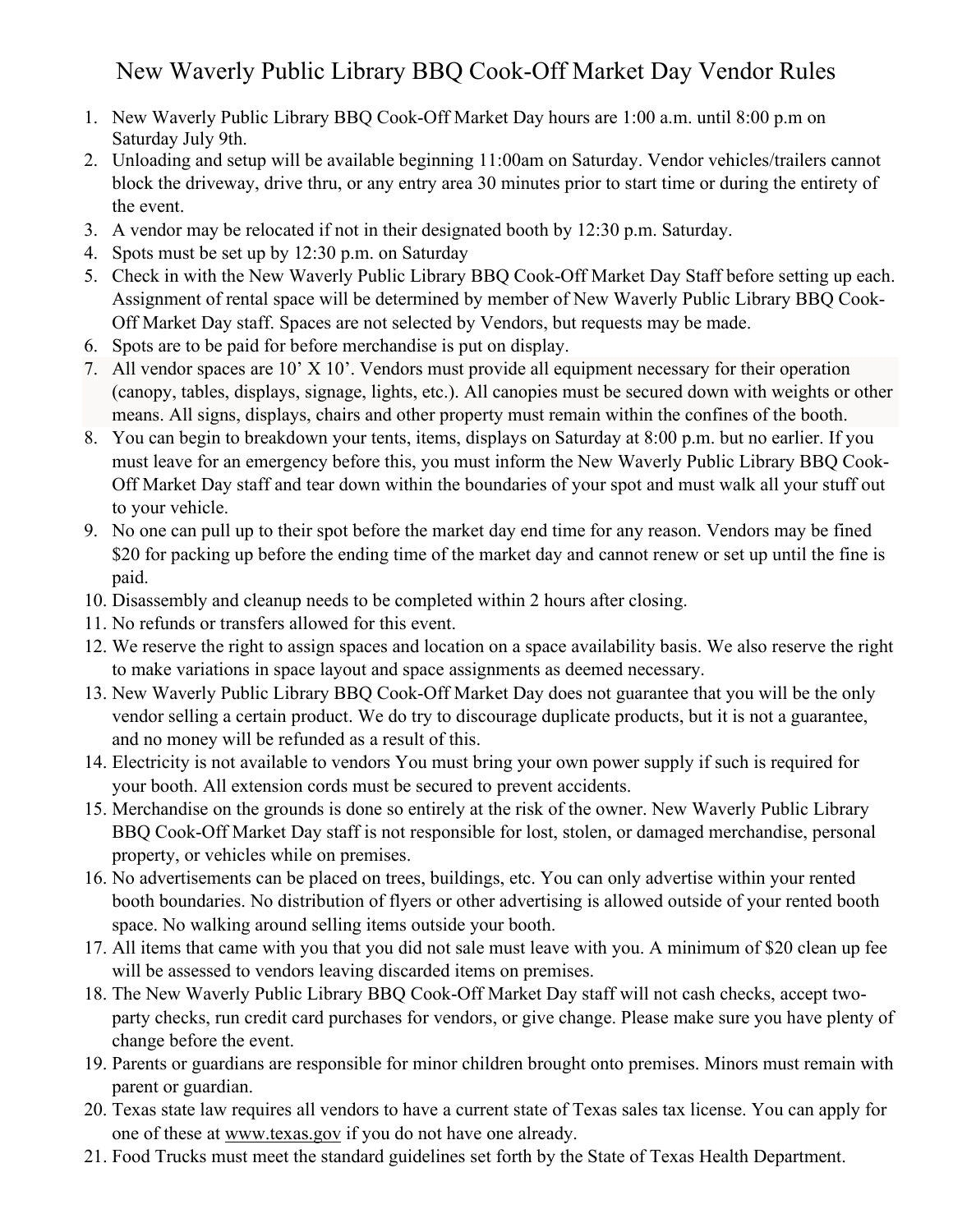# New Waverly Public Library BBQ Cook-Off Market Day Vendor Rules

1. New Waverly Public Library BBQ Cook-Off Market Day hours are 1:00 a.m. until 8:00 p.m on Saturday July 9th.
2. Unloading and setup will be available beginning 11:00am on Saturday. Vendor vehicles/trailers cannot block the driveway, drive thru, or any entry area 30 minutes prior to start time or during the entirety of the event.
3. A vendor may be relocated if not in their designated booth by 12:30 p.m. Saturday.
4. Spots must be set up by 12:30 p.m. on Saturday
5. Check in with the New Waverly Public Library BBQ Cook-Off Market Day Staff before setting up each. Assignment of rental space will be determined by member of New Waverly Public Library BBQ Cook-Off Market Day staff. Spaces are not selected by Vendors, but requests may be made.
6. Spots are to be paid for before merchandise is put on display.
7. All vendor spaces are 10' X 10'. Vendors must provide all equipment necessary for their operation (canopy, tables, displays, signage, lights, etc.). All canopies must be secured down with weights or other means. All signs, displays, chairs and other property must remain within the confines of the booth.
8. You can begin to breakdown your tents, items, displays on Saturday at 8:00 p.m. but no earlier. If you must leave for an emergency before this, you must inform the New Waverly Public Library BBQ Cook-Off Market Day staff and tear down within the boundaries of your spot and must walk all your stuff out to your vehicle.
9. No one can pull up to their spot before the market day end time for any reason. Vendors may be fined $20 for packing up before the ending time of the market day and cannot renew or set up until the fine is paid.
10. Disassembly and cleanup needs to be completed within 2 hours after closing.
11. No refunds or transfers allowed for this event.
12. We reserve the right to assign spaces and location on a space availability basis. We also reserve the right to make variations in space layout and space assignments as deemed necessary.
13. New Waverly Public Library BBQ Cook-Off Market Day does not guarantee that you will be the only vendor selling a certain product. We do try to discourage duplicate products, but it is not a guarantee, and no money will be refunded as a result of this.
14. Electricity is not available to vendors You must bring your own power supply if such is required for your booth. All extension cords must be secured to prevent accidents.
15. Merchandise on the grounds is done so entirely at the risk of the owner. New Waverly Public Library BBQ Cook-Off Market Day staff is not responsible for lost, stolen, or damaged merchandise, personal property, or vehicles while on premises.
16. No advertisements can be placed on trees, buildings, etc. You can only advertise within your rented booth boundaries. No distribution of flyers or other advertising is allowed outside of your rented booth space. No walking around selling items outside your booth.
17. All items that came with you that you did not sale must leave with you. A minimum of $20 clean up fee will be assessed to vendors leaving discarded items on premises.
18. The New Waverly Public Library BBQ Cook-Off Market Day staff will not cash checks, accept two-party checks, run credit card purchases for vendors, or give change. Please make sure you have plenty of change before the event.
19. Parents or guardians are responsible for minor children brought onto premises. Minors must remain with parent or guardian.
20. Texas state law requires all vendors to have a current state of Texas sales tax license. You can apply for one of these at www.texas.gov if you do not have one already.
21. Food Trucks must meet the standard guidelines set forth by the State of Texas Health Department.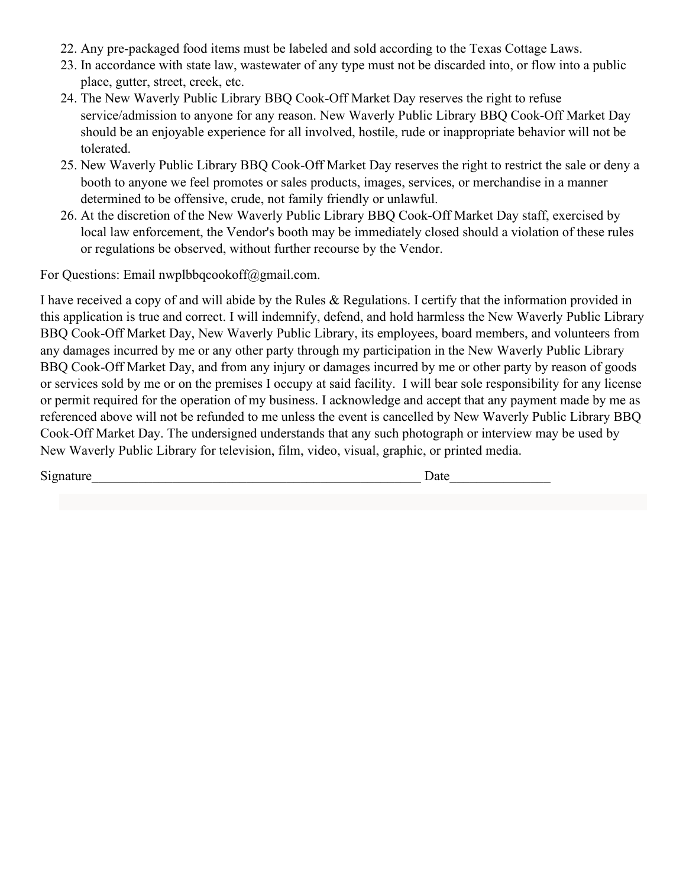22. Any pre-packaged food items must be labeled and sold according to the Texas Cottage Laws.
23. In accordance with state law, wastewater of any type must not be discarded into, or flow into a public place, gutter, street, creek, etc.
24. The New Waverly Public Library BBQ Cook-Off Market Day reserves the right to refuse service/admission to anyone for any reason. New Waverly Public Library BBQ Cook-Off Market Day should be an enjoyable experience for all involved, hostile, rude or inappropriate behavior will not be tolerated.
25. New Waverly Public Library BBQ Cook-Off Market Day reserves the right to restrict the sale or deny a booth to anyone we feel promotes or sales products, images, services, or merchandise in a manner determined to be offensive, crude, not family friendly or unlawful.
26. At the discretion of the New Waverly Public Library BBQ Cook-Off Market Day staff, exercised by local law enforcement, the Vendor's booth may be immediately closed should a violation of these rules or regulations be observed, without further recourse by the Vendor.

For Questions: Email nwplbbqcookoff@gmail.com.

I have received a copy of and will abide by the Rules & Regulations. I certify that the information provided in this application is true and correct. I will indemnify, defend, and hold harmless the New Waverly Public Library BBQ Cook-Off Market Day, New Waverly Public Library, its employees, board members, and volunteers from any damages incurred by me or any other party through my participation in the New Waverly Public Library BBQ Cook-Off Market Day, and from any injury or damages incurred by me or other party by reason of goods or services sold by me or on the premises I occupy at said facility. I will bear sole responsibility for any license or permit required for the operation of my business. I acknowledge and accept that any payment made by me as referenced above will not be refunded to me unless the event is cancelled by New Waverly Public Library BBQ Cook-Off Market Day. The undersigned understands that any such photograph or interview may be used by New Waverly Public Library for television, film, video, visual, graphic, or printed media.

Signature__________________________________________________ Date_______________